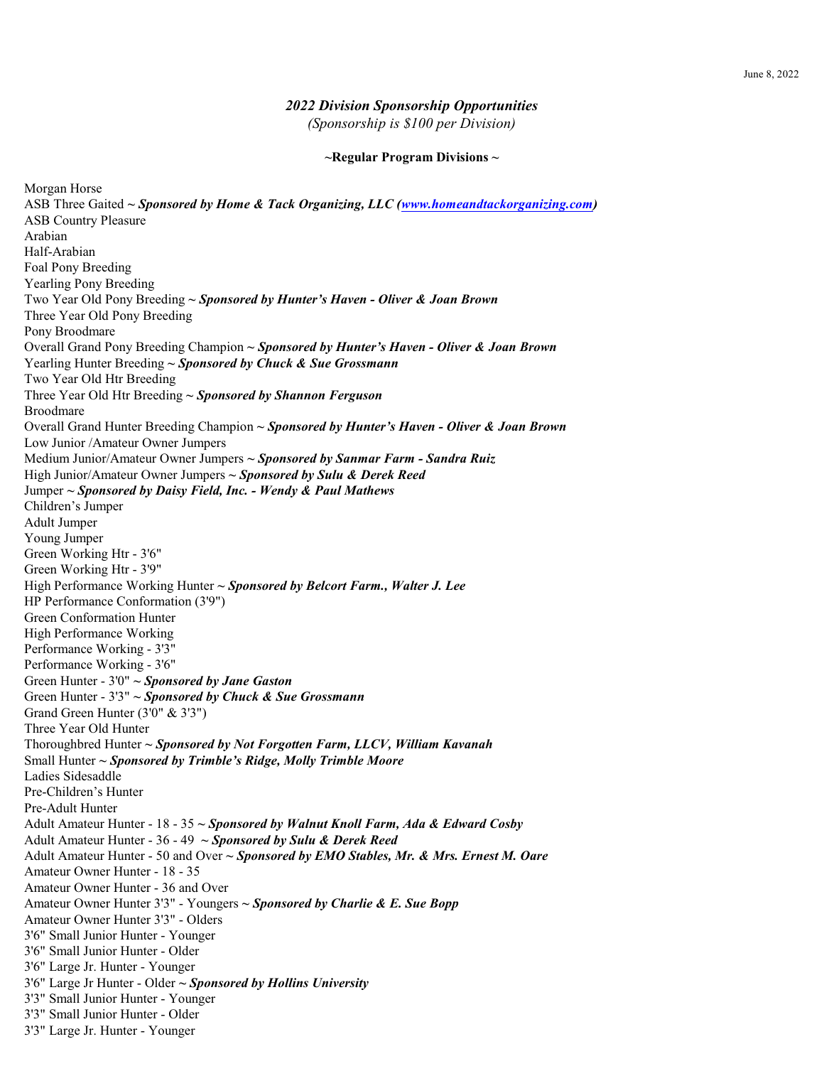June 8, 2022

## *2022 Division Sponsorship Opportunities*

*(Sponsorship is $100 per Division)*

**~Regular Program Divisions ~**

Morgan Horse
ASB Three Gaited ~ ***Sponsored by Home & Tack Organizing, LLC ([www.homeandtackorganizing.com](http://www.homeandtackorganizing.com))***
ASB Country Pleasure
Arabian
Half-Arabian
Foal Pony Breeding
Yearling Pony Breeding
Two Year Old Pony Breeding ~ ***Sponsored by Hunter's Haven - Oliver & Joan Brown***
Three Year Old Pony Breeding
Pony Broodmare
Overall Grand Pony Breeding Champion ~ ***Sponsored by Hunter's Haven - Oliver & Joan Brown***
Yearling Hunter Breeding ~ ***Sponsored by Chuck & Sue Grossmann***
Two Year Old Htr Breeding
Three Year Old Htr Breeding ~ ***Sponsored by Shannon Ferguson***
Broodmare
Overall Grand Hunter Breeding Champion ~ ***Sponsored by Hunter's Haven - Oliver & Joan Brown***
Low Junior /Amateur Owner Jumpers
Medium Junior/Amateur Owner Jumpers ~ ***Sponsored by Sanmar Farm - Sandra Ruiz***
High Junior/Amateur Owner Jumpers ~ ***Sponsored by Sulu & Derek Reed***
Jumper ~ ***Sponsored by Daisy Field, Inc. - Wendy & Paul Mathews***
Children's Jumper
Adult Jumper
Young Jumper
Green Working Htr - 3'6"
Green Working Htr - 3'9"
High Performance Working Hunter ~ ***Sponsored by Belcort Farm., Walter J. Lee***
HP Performance Conformation (3'9")
Green Conformation Hunter
High Performance Working
Performance Working - 3'3"
Performance Working - 3'6"
Green Hunter - 3'0" ~ ***Sponsored by Jane Gaston***
Green Hunter - 3'3" ~ ***Sponsored by Chuck & Sue Grossmann***
Grand Green Hunter (3'0" & 3'3")
Three Year Old Hunter
Thoroughbred Hunter ~ ***Sponsored by Not Forgotten Farm, LLCV, William Kavanah***
Small Hunter ~ ***Sponsored by Trimble's Ridge, Molly Trimble Moore***
Ladies Sidesaddle
Pre-Children's Hunter
Pre-Adult Hunter
Adult Amateur Hunter - 18 - 35 ~ ***Sponsored by Walnut Knoll Farm, Ada & Edward Cosby***
Adult Amateur Hunter - 36 - 49 ~ ***Sponsored by Sulu & Derek Reed***
Adult Amateur Hunter - 50 and Over ~ ***Sponsored by EMO Stables, Mr. & Mrs. Ernest M. Oare***
Amateur Owner Hunter - 18 - 35
Amateur Owner Hunter - 36 and Over
Amateur Owner Hunter 3'3" - Youngers ~ ***Sponsored by Charlie & E. Sue Bopp***
Amateur Owner Hunter 3'3" - Olders
3'6" Small Junior Hunter - Younger
3'6" Small Junior Hunter - Older
3'6" Large Jr. Hunter - Younger
3'6" Large Jr Hunter - Older ~ ***Sponsored by Hollins University***
3'3" Small Junior Hunter - Younger
3'3" Small Junior Hunter - Older
3'3" Large Jr. Hunter - Younger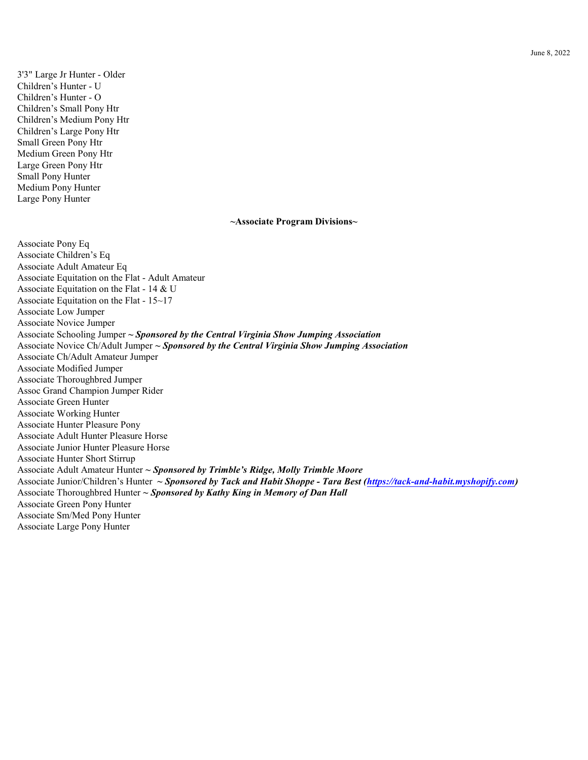June 8, 2022

3'3" Large Jr Hunter - Older
Children's Hunter - U
Children's Hunter - O
Children's Small Pony Htr
Children's Medium Pony Htr
Children's Large Pony Htr
Small Green Pony Htr
Medium Green Pony Htr
Large Green Pony Htr
Small Pony Hunter
Medium Pony Hunter
Large Pony Hunter

**~Associate Program Divisions~**

Associate Pony Eq
Associate Children's Eq
Associate Adult Amateur Eq
Associate Equitation on the Flat - Adult Amateur
Associate Equitation on the Flat - 14 & U
Associate Equitation on the Flat - 15~17
Associate Low Jumper
Associate Novice Jumper
Associate Schooling Jumper **~ *Sponsored by the Central Virginia Show Jumping Association***
Associate Novice Ch/Adult Jumper **~ *Sponsored by the Central Virginia Show Jumping Association***
Associate Ch/Adult Amateur Jumper
Associate Modified Jumper
Associate Thoroughbred Jumper
Assoc Grand Champion Jumper Rider
Associate Green Hunter
Associate Working Hunter
Associate Hunter Pleasure Pony
Associate Adult Hunter Pleasure Horse
Associate Junior Hunter Pleasure Horse
Associate Hunter Short Stirrup
Associate Adult Amateur Hunter **~ *Sponsored by Trimble's Ridge, Molly Trimble Moore***
Associate Junior/Children's Hunter **~ *Sponsored by Tack and Habit Shoppe - Tara Best (https://tack-and-habit.myshopify.com)***
Associate Thoroughbred Hunter **~ *Sponsored by Kathy King in Memory of Dan Hall***
Associate Green Pony Hunter
Associate Sm/Med Pony Hunter
Associate Large Pony Hunter